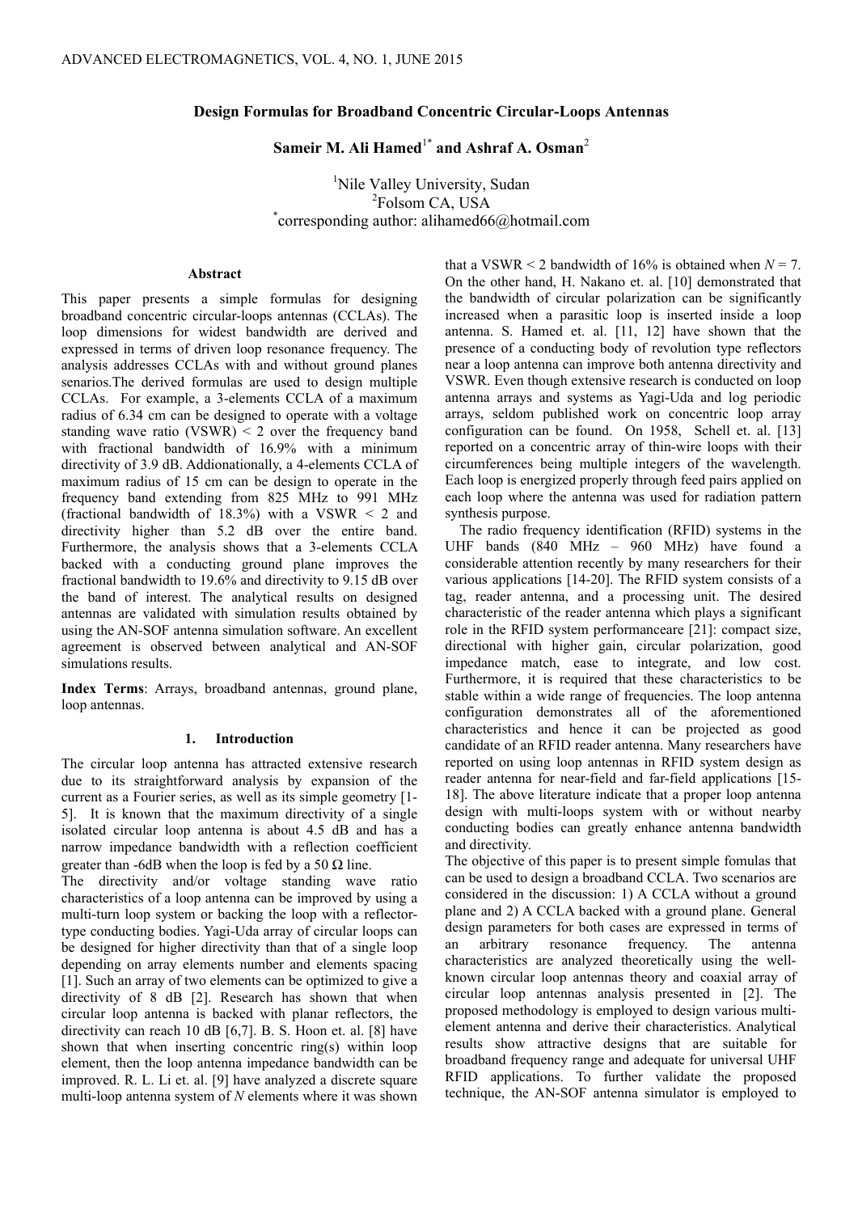# Design Formulas for Broadband Concentric Circular-Loops Antennas

**Sameir M. Ali Hamed[1*] and Ashraf A. Osman[2]**

[1]Nile Valley University, Sudan
[2]Folsom CA, USA
[*]corresponding author: alihamed66@hotmail.com

## Abstract

This paper presents a simple formulas for designing broadband concentric circular-loops antennas (CCLAs). The loop dimensions for widest bandwidth are derived and expressed in terms of driven loop resonance frequency. The analysis addresses CCLAs with and without ground planes senarios.The derived formulas are used to design multiple CCLAs. For example, a 3-elements CCLA of a maximum radius of 6.34 cm can be designed to operate with a voltage standing wave ratio (VSWR) < 2 over the frequency band with fractional bandwidth of 16.9% with a minimum directivity of 3.9 dB. Addionationally, a 4-elements CCLA of maximum radius of 15 cm can be design to operate in the frequency band extending from 825 MHz to 991 MHz (fractional bandwidth of 18.3%) with a VSWR < 2 and directivity higher than 5.2 dB over the entire band. Furthermore, the analysis shows that a 3-elements CCLA backed with a conducting ground plane improves the fractional bandwidth to 19.6% and directivity to 9.15 dB over the band of interest. The analytical results on designed antennas are validated with simulation results obtained by using the AN-SOF antenna simulation software. An excellent agreement is observed between analytical and AN-SOF simulations results.

**Index Terms**: Arrays, broadband antennas, ground plane, loop antennas.

## 1. Introduction

The circular loop antenna has attracted extensive research due to its straightforward analysis by expansion of the current as a Fourier series, as well as its simple geometry [1-5]. It is known that the maximum directivity of a single isolated circular loop antenna is about 4.5 dB and has a narrow impedance bandwidth with a reflection coefficient greater than -6dB when the loop is fed by a 50 Ω line.

The directivity and/or voltage standing wave ratio characteristics of a loop antenna can be improved by using a multi-turn loop system or backing the loop with a reflector-type conducting bodies. Yagi-Uda array of circular loops can be designed for higher directivity than that of a single loop depending on array elements number and elements spacing [1]. Such an array of two elements can be optimized to give a directivity of 8 dB [2]. Research has shown that when circular loop antenna is backed with planar reflectors, the directivity can reach 10 dB [6,7]. B. S. Hoon et. al. [8] have shown that when inserting concentric ring(s) within loop element, then the loop antenna impedance bandwidth can be improved. R. L. Li et. al. [9] have analyzed a discrete square multi-loop antenna system of *N* elements where it was shown that a VSWR < 2 bandwidth of 16% is obtained when *N* = 7. On the other hand, H. Nakano et. al. [10] demonstrated that the bandwidth of circular polarization can be significantly increased when a parasitic loop is inserted inside a loop antenna. S. Hamed et. al. [11, 12] have shown that the presence of a conducting body of revolution type reflectors near a loop antenna can improve both antenna directivity and VSWR. Even though extensive research is conducted on loop antenna arrays and systems as Yagi-Uda and log periodic arrays, seldom published work on concentric loop array configuration can be found. On 1958, Schell et. al. [13] reported on a concentric array of thin-wire loops with their circumferences being multiple integers of the wavelength. Each loop is energized properly through feed pairs applied on each loop where the antenna was used for radiation pattern synthesis purpose.

The radio frequency identification (RFID) systems in the UHF bands (840 MHz – 960 MHz) have found a considerable attention recently by many researchers for their various applications [14-20]. The RFID system consists of a tag, reader antenna, and a processing unit. The desired characteristic of the reader antenna which plays a significant role in the RFID system performanceare [21]: compact size, directional with higher gain, circular polarization, good impedance match, ease to integrate, and low cost. Furthermore, it is required that these characteristics to be stable within a wide range of frequencies. The loop antenna configuration demonstrates all of the aforementioned characteristics and hence it can be projected as good candidate of an RFID reader antenna. Many researchers have reported on using loop antennas in RFID system design as reader antenna for near-field and far-field applications [15-18]. The above literature indicate that a proper loop antenna design with multi-loops system with or without nearby conducting bodies can greatly enhance antenna bandwidth and directivity.

The objective of this paper is to present simple fomulas that can be used to design a broadband CCLA. Two scenarios are considered in the discussion: 1) A CCLA without a ground plane and 2) A CCLA backed with a ground plane. General design parameters for both cases are expressed in terms of an arbitrary resonance frequency. The antenna characteristics are analyzed theoretically using the well-known circular loop antennas theory and coaxial array of circular loop antennas analysis presented in [2]. The proposed methodology is employed to design various multi-element antenna and derive their characteristics. Analytical results show attractive designs that are suitable for broadband frequency range and adequate for universal UHF RFID applications. To further validate the proposed technique, the AN-SOF antenna simulator is employed to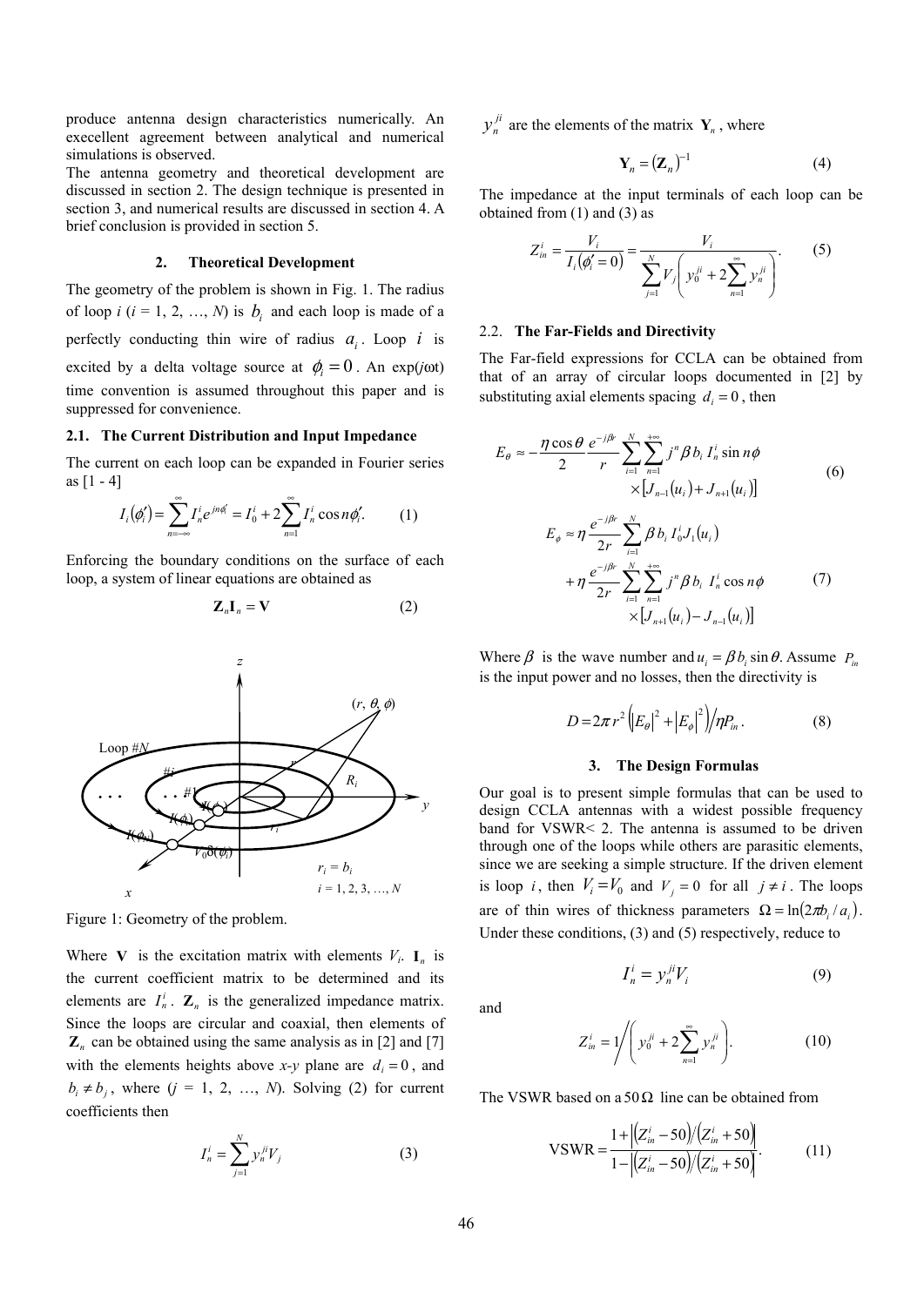produce antenna design characteristics numerically. An execellent agreement between analytical and numerical simulations is observed.

The antenna geometry and theoretical development are discussed in section 2. The design technique is presented in section 3, and numerical results are discussed in section 4. A brief conclusion is provided in section 5.

## 2. Theoretical Development

The geometry of the problem is shown in Fig. 1. The radius of loop $i$ ($i$ = 1, 2, …, $N$) is $b_i$ and each loop is made of a perfectly conducting thin wire of radius $a_i$. Loop $i$ is excited by a delta voltage source at $\phi_i = 0$. An exp($j\omega$t) time convention is assumed throughout this paper and is suppressed for convenience.

### 2.1. The Current Distribution and Input Impedance

The current on each loop can be expanded in Fourier series as [1 - 4]

$$I_i(\phi_i') = \sum_{n=-\infty}^{\infty} I_n^i e^{jn\phi_i'} = I_0^i + 2\sum_{n=1}^{\infty} I_n^i \cos n\phi_i'. \tag{1}$$

Enforcing the boundary conditions on the surface of each loop, a system of linear equations are obtained as

$$\mathbf{Z}_n \mathbf{I}_n = \mathbf{V} \tag{2}$$

Figure 1: Geometry of the problem.

Where $\mathbf{V}$ is the excitation matrix with elements $V_i$. $\mathbf{I}_n$ is the current coefficient matrix to be determined and its elements are $I_n^i$. $\mathbf{Z}_n$ is the generalized impedance matrix. Since the loops are circular and coaxial, then elements of $\mathbf{Z}_n$ can be obtained using the same analysis as in [2] and [7] with the elements heights above $x$-$y$ plane are $d_i = 0$, and $b_i \neq b_j$, where ($j$ = 1, 2, …, $N$). Solving (2) for current coefficients then

$$I_n^i = \sum_{j=1}^{N} y_n^{ji} V_j \tag{3}$$

$y_n^{ji}$ are the elements of the matrix $\mathbf{Y}_n$, where

$$\mathbf{Y}_n = (\mathbf{Z}_n)^{-1} \tag{4}$$

The impedance at the input terminals of each loop can be obtained from (1) and (3) as

$$Z_{in}^i = \frac{V_i}{I_i(\phi_i' = 0)} = \frac{V_i}{\sum_{j=1}^{N} V_j \left( y_0^{ji} + 2\sum_{n=1}^{\infty} y_n^{ji} \right)}. \tag{5}$$

### 2.2. The Far-Fields and Directivity

The Far-field expressions for CCLA can be obtained from that of an array of circular loops documented in [2] by substituting axial elements spacing $d_i = 0$, then

$$E_\theta \approx -\frac{\eta \cos\theta}{2} \frac{e^{-j\beta r}}{r} \sum_{i=1}^{N} \sum_{n=1}^{+\infty} j^n \beta\, b_i\, I_n^i \sin n\phi \times \left[ J_{n-1}(u_i) + J_{n+1}(u_i) \right] \tag{6}$$

$$E_\phi \approx \eta \frac{e^{-j\beta r}}{2r} \sum_{i=1}^{N} \beta\, b_i\, I_0^i J_1(u_i) + \eta \frac{e^{-j\beta r}}{2r} \sum_{i=1}^{N} \sum_{n=1}^{+\infty} j^n \beta\, b_i\, I_n^i \cos n\phi \times \left[ J_{n+1}(u_i) - J_{n-1}(u_i) \right] \tag{7}$$

Where $\beta$ is the wave number and $u_i = \beta b_i \sin\theta$. Assume $P_{in}$ is the input power and no losses, then the directivity is

$$D = 2\pi r^2 \left( |E_\theta|^2 + |E_\phi|^2 \right) / \eta P_{in}. \tag{8}$$

## 3. The Design Formulas

Our goal is to present simple formulas that can be used to design CCLA antennas with a widest possible frequency band for VSWR< 2. The antenna is assumed to be driven through one of the loops while others are parasitic elements, since we are seeking a simple structure. If the driven element is loop $i$, then $V_i = V_0$ and $V_j = 0$ for all $j \neq i$. The loops are of thin wires of thickness parameters $\Omega = \ln(2\pi b_i / a_i)$. Under these conditions, (3) and (5) respectively, reduce to

$$I_n^i = y_n^{ji} V_i \tag{9}$$

and

$$Z_{in}^i = 1 \Big/ \left( y_0^{ji} + 2\sum_{n=1}^{\infty} y_n^{ji} \right). \tag{10}$$

The VSWR based on a $50\,\Omega$ line can be obtained from

$$\text{VSWR} = \frac{1 + \left| (Z_{in}^i - 50)/(Z_{in}^i + 50) \right|}{1 - \left| (Z_{in}^i - 50)/(Z_{in}^i + 50) \right|}. \tag{11}$$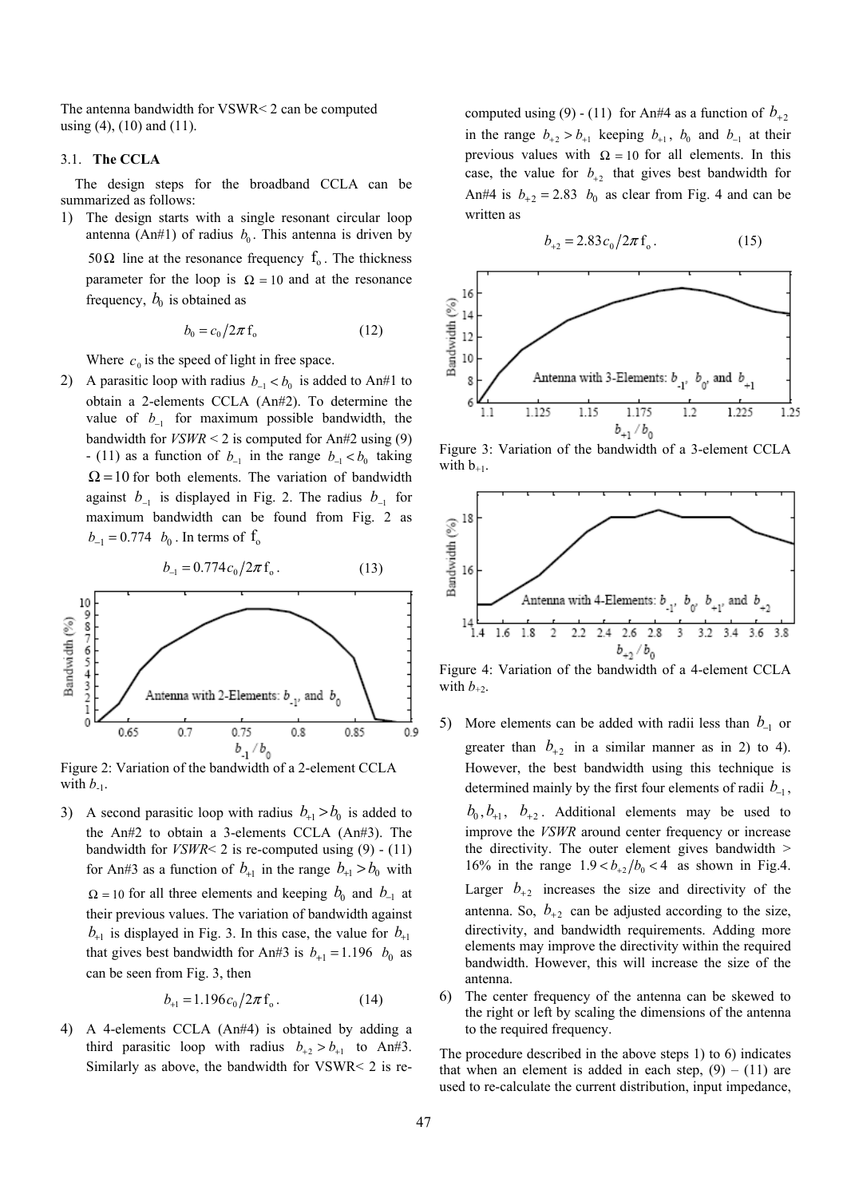The antenna bandwidth for VSWR< 2 can be computed using (4), (10) and (11).

### 3.1. The CCLA

The design steps for the broadband CCLA can be summarized as follows:

1) The design starts with a single resonant circular loop antenna (An#1) of radius $b_0$. This antenna is driven by $50\,\Omega$ line at the resonance frequency $f_o$. The thickness parameter for the loop is $\Omega = 10$ and at the resonance frequency, $b_0$ is obtained as

$$b_0 = c_0 / 2\pi\, f_o \tag{12}$$

Where $c_0$ is the speed of light in free space.

2) A parasitic loop with radius $b_{-1} < b_0$ is added to An#1 to obtain a 2-elements CCLA (An#2). To determine the value of $b_{-1}$ for maximum possible bandwidth, the bandwidth for *VSWR* < 2 is computed for An#2 using (9) - (11) as a function of $b_{-1}$ in the range $b_{-1} < b_0$ taking $\Omega = 10$ for both elements. The variation of bandwidth against $b_{-1}$ is displayed in Fig. 2. The radius $b_{-1}$ for maximum bandwidth can be found from Fig. 2 as $b_{-1} = 0.774\ b_0$. In terms of $f_o$

$$b_{-1} = 0.774 c_0 / 2\pi\, f_o. \tag{13}$$

Figure 2: Variation of the bandwidth of a 2-element CCLA with $b_{-1}$.

3) A second parasitic loop with radius $b_{+1} > b_0$ is added to the An#2 to obtain a 3-elements CCLA (An#3). The bandwidth for *VSWR*< 2 is re-computed using (9) - (11) for An#3 as a function of $b_{+1}$ in the range $b_{+1} > b_0$ with $\Omega = 10$ for all three elements and keeping $b_0$ and $b_{-1}$ at their previous values. The variation of bandwidth against $b_{+1}$ is displayed in Fig. 3. In this case, the value for $b_{+1}$ that gives best bandwidth for An#3 is $b_{+1} = 1.196\ b_0$ as can be seen from Fig. 3, then

$$b_{+1} = 1.196 c_0 / 2\pi\, f_o. \tag{14}$$

4) A 4-elements CCLA (An#4) is obtained by adding a third parasitic loop with radius $b_{+2} > b_{+1}$ to An#3. Similarly as above, the bandwidth for VSWR< 2 is re-computed using (9) - (11) for An#4 as a function of $b_{+2}$ in the range $b_{+2} > b_{+1}$ keeping $b_{+1}$, $b_0$ and $b_{-1}$ at their previous values with $\Omega = 10$ for all elements. In this case, the value for $b_{+2}$ that gives best bandwidth for An#4 is $b_{+2} = 2.83\ b_0$ as clear from Fig. 4 and can be written as

$$b_{+2} = 2.83 c_0 / 2\pi\, f_o. \tag{15}$$

Figure 3: Variation of the bandwidth of a 3-element CCLA with $b_{+1}$.

Figure 4: Variation of the bandwidth of a 4-element CCLA with $b_{+2}$.

5) More elements can be added with radii less than $b_{-1}$ or greater than $b_{+2}$ in a similar manner as in 2) to 4). However, the best bandwidth using this technique is determined mainly by the first four elements of radii $b_{-1}$, $b_0, b_{+1}$, $b_{+2}$. Additional elements may be used to improve the *VSWR* around center frequency or increase the directivity. The outer element gives bandwidth > 16% in the range $1.9 < b_{+2}/b_0 < 4$ as shown in Fig.4. Larger $b_{+2}$ increases the size and directivity of the antenna. So, $b_{+2}$ can be adjusted according to the size, directivity, and bandwidth requirements. Adding more elements may improve the directivity within the required bandwidth. However, this will increase the size of the antenna.

6) The center frequency of the antenna can be skewed to the right or left by scaling the dimensions of the antenna to the required frequency.

The procedure described in the above steps 1) to 6) indicates that when an element is added in each step, (9) – (11) are used to re-calculate the current distribution, input impedance,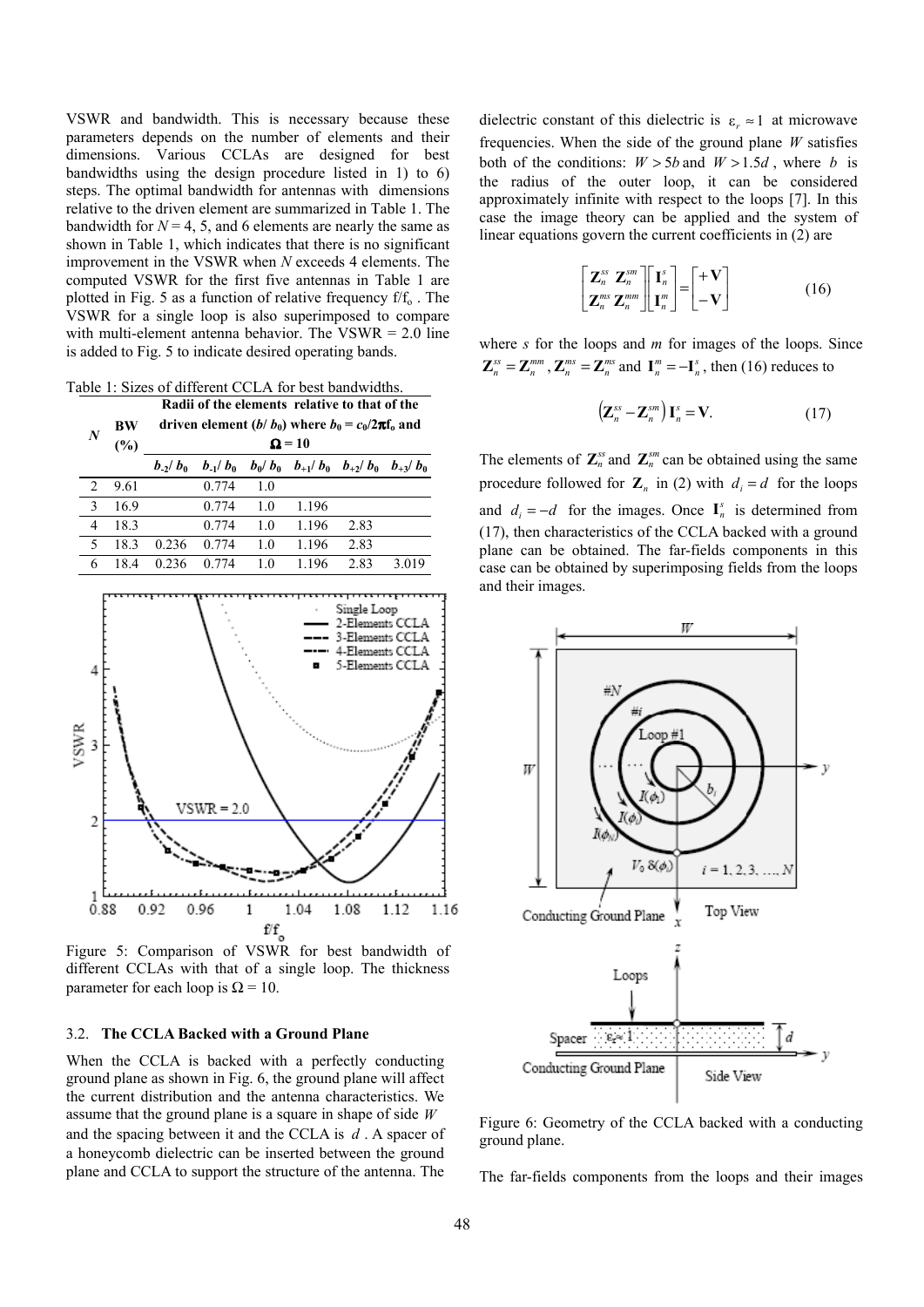VSWR and bandwidth. This is necessary because these parameters depends on the number of elements and their dimensions. Various CCLAs are designed for best bandwidths using the design procedure listed in 1) to 6) steps. The optimal bandwidth for antennas with dimensions relative to the driven element are summarized in Table 1. The bandwidth for $N = 4$, 5, and 6 elements are nearly the same as shown in Table 1, which indicates that there is no significant improvement in the VSWR when $N$ exceeds 4 elements. The computed VSWR for the first five antennas in Table 1 are plotted in Fig. 5 as a function of relative frequency f/f$_o$ . The VSWR for a single loop is also superimposed to compare with multi-element antenna behavior. The VSWR = 2.0 line is added to Fig. 5 to indicate desired operating bands.

Table 1: Sizes of different CCLA for best bandwidths.

| $N$ | BW (%) | Radii of the elements relative to that of the driven element ($b/b_0$) where $b_0 = c_0/2\pi f_o$ and $\Omega = 10$ | | | | | |
|---|---|---|---|---|---|---|---|
| | | $b_{-2}/b_0$ | $b_{-1}/b_0$ | $b_0/b_0$ | $b_{+1}/b_0$ | $b_{+2}/b_0$ | $b_{+3}/b_0$ |
| 2 | 9.61 | | 0.774 | 1.0 | | | |
| 3 | 16.9 | | 0.774 | 1.0 | 1.196 | | |
| 4 | 18.3 | | 0.774 | 1.0 | 1.196 | 2.83 | |
| 5 | 18.3 | 0.236 | 0.774 | 1.0 | 1.196 | 2.83 | |
| 6 | 18.4 | 0.236 | 0.774 | 1.0 | 1.196 | 2.83 | 3.019 |

Figure 5: Comparison of VSWR for best bandwidth of different CCLAs with that of a single loop. The thickness parameter for each loop is $\Omega = 10$.

### 3.2. The CCLA Backed with a Ground Plane

When the CCLA is backed with a perfectly conducting ground plane as shown in Fig. 6, the ground plane will affect the current distribution and the antenna characteristics. We assume that the ground plane is a square in shape of side $W$ and the spacing between it and the CCLA is $d$ . A spacer of a honeycomb dielectric can be inserted between the ground plane and CCLA to support the structure of the antenna. The dielectric constant of this dielectric is $\varepsilon_r \approx 1$ at microwave frequencies. When the side of the ground plane $W$ satisfies both of the conditions: $W > 5b$ and $W > 1.5d$ , where $b$ is the radius of the outer loop, it can be considered approximately infinite with respect to the loops [7]. In this case the image theory can be applied and the system of linear equations govern the current coefficients in (2) are

$$\begin{bmatrix} \mathbf{Z}_n^{ss} & \mathbf{Z}_n^{sm} \\ \mathbf{Z}_n^{ms} & \mathbf{Z}_n^{mm} \end{bmatrix} \begin{bmatrix} \mathbf{I}_n^{s} \\ \mathbf{I}_n^{m} \end{bmatrix} = \begin{bmatrix} +\mathbf{V} \\ -\mathbf{V} \end{bmatrix} \tag{16}$$

where $s$ for the loops and $m$ for images of the loops. Since $\mathbf{Z}_n^{ss} = \mathbf{Z}_n^{mm}$ , $\mathbf{Z}_n^{ms} = \mathbf{Z}_n^{ms}$ and $\mathbf{I}_n^{m} = -\mathbf{I}_n^{s}$ , then (16) reduces to

$$\left(\mathbf{Z}_n^{ss} - \mathbf{Z}_n^{sm}\right)\mathbf{I}_n^{s} = \mathbf{V}. \tag{17}$$

The elements of $\mathbf{Z}_n^{ss}$ and $\mathbf{Z}_n^{sm}$ can be obtained using the same procedure followed for $\mathbf{Z}_n$ in (2) with $d_i = d$ for the loops and $d_i = -d$ for the images. Once $\mathbf{I}_n^{s}$ is determined from (17), then characteristics of the CCLA backed with a ground plane can be obtained. The far-fields components in this case can be obtained by superimposing fields from the loops and their images.

Figure 6: Geometry of the CCLA backed with a conducting ground plane.

The far-fields components from the loops and their images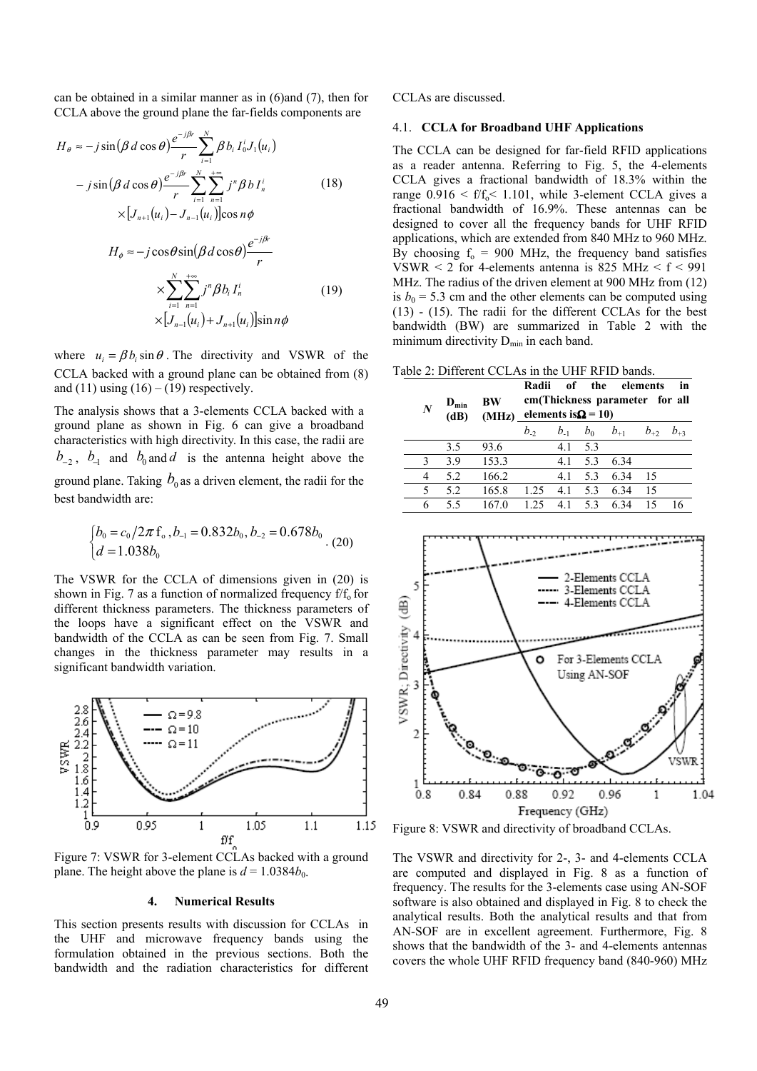can be obtained in a similar manner as in (6)and (7), then for CCLA above the ground plane the far-fields components are

$$
\begin{aligned}
H_\theta \approx & -j\sin(\beta d\cos\theta)\frac{e^{-j\beta r}}{r}\sum_{i=1}^{N}\beta b_i I_0^i J_1(u_i) \\
& -j\sin(\beta d\cos\theta)\frac{e^{-j\beta r}}{r}\sum_{i=1}^{N}\sum_{n=1}^{+\infty} j^n \beta b I_n^i \\
& \times\left[J_{n+1}(u_i)-J_{n-1}(u_i)\right]\cos n\phi
\end{aligned} \quad (18)
$$

$$
\begin{aligned}
H_\phi \approx & -j\cos\theta\sin(\beta d\cos\theta)\frac{e^{-j\beta r}}{r} \\
& \times\sum_{i=1}^{N}\sum_{n=1}^{+\infty} j^n \beta b_i I_n^i \\
& \times\left[J_{n-1}(u_i)+J_{n+1}(u_i)\right]\sin n\phi
\end{aligned} \quad (19)
$$

where $u_i = \beta b_i \sin\theta$. The directivity and VSWR of the CCLA backed with a ground plane can be obtained from (8) and (11) using (16) – (19) respectively.

The analysis shows that a 3-elements CCLA backed with a ground plane as shown in Fig. 6 can give a broadband characteristics with high directivity. In this case, the radii are $b_{-2}$, $b_{-1}$ and $b_0$ and $d$ is the antenna height above the ground plane. Taking $b_0$ as a driven element, the radii for the best bandwidth are:

$$
\begin{cases} b_0 = c_0/2\pi f_o, b_{-1} = 0.832 b_0, b_{-2} = 0.678 b_0 \\ d = 1.038 b_0 \end{cases}. \quad (20)
$$

The VSWR for the CCLA of dimensions given in (20) is shown in Fig. 7 as a function of normalized frequency $f/f_o$ for different thickness parameters. The thickness parameters of the loops have a significant effect on the VSWR and bandwidth of the CCLA as can be seen from Fig. 7. Small changes in the thickness parameter may results in a significant bandwidth variation.

Figure 7: VSWR for 3-element CCLAs backed with a ground plane. The height above the plane is $d = 1.0384b_0$.

## 4. Numerical Results

This section presents results with discussion for CCLAs in the UHF and microwave frequency bands using the formulation obtained in the previous sections. Both the bandwidth and the radiation characteristics for different CCLAs are discussed.

### 4.1. CCLA for Broadband UHF Applications

The CCLA can be designed for far-field RFID applications as a reader antenna. Referring to Fig. 5, the 4-elements CCLA gives a fractional bandwidth of 18.3% within the range $0.916 < f/f_o < 1.101$, while 3-element CCLA gives a fractional bandwidth of 16.9%. These antennas can be designed to cover all the frequency bands for UHF RFID applications, which are extended from 840 MHz to 960 MHz. By choosing $f_o$ = 900 MHz, the frequency band satisfies VSWR < 2 for 4-elements antenna is 825 MHz < f < 991 MHz. The radius of the driven element at 900 MHz from (12) is $b_0$ = 5.3 cm and the other elements can be computed using (13) - (15). The radii for the different CCLAs for the best bandwidth (BW) are summarized in Table 2 with the minimum directivity $D_{min}$ in each band.

Table 2: Different CCLAs in the UHF RFID bands.

| $N$ | $D_{min}$ (dB) | BW (MHz) | Radii of the elements in cm(Thickness parameter for all elements is $\Omega$ = 10) | | | | | |
|---|---|---|---|---|---|---|---|---|
| | | | $b_{-2}$ | $b_{-1}$ | $b_0$ | $b_{+1}$ | $b_{+2}$ | $b_{+3}$ |
| | 3.5 | 93.6 | | 4.1 | 5.3 | | | |
| 3 | 3.9 | 153.3 | | 4.1 | 5.3 | 6.34 | | |
| 4 | 5.2 | 166.2 | | 4.1 | 5.3 | 6.34 | 15 | |
| 5 | 5.2 | 165.8 | 1.25 | 4.1 | 5.3 | 6.34 | 15 | |
| 6 | 5.5 | 167.0 | 1.25 | 4.1 | 5.3 | 6.34 | 15 | 16 |

Figure 8: VSWR and directivity of broadband CCLAs.

The VSWR and directivity for 2-, 3- and 4-elements CCLA are computed and displayed in Fig. 8 as a function of frequency. The results for the 3-elements case using AN-SOF software is also obtained and displayed in Fig. 8 to check the analytical results. Both the analytical results and that from AN-SOF are in excellent agreement. Furthermore, Fig. 8 shows that the bandwidth of the 3- and 4-elements antennas covers the whole UHF RFID frequency band (840-960) MHz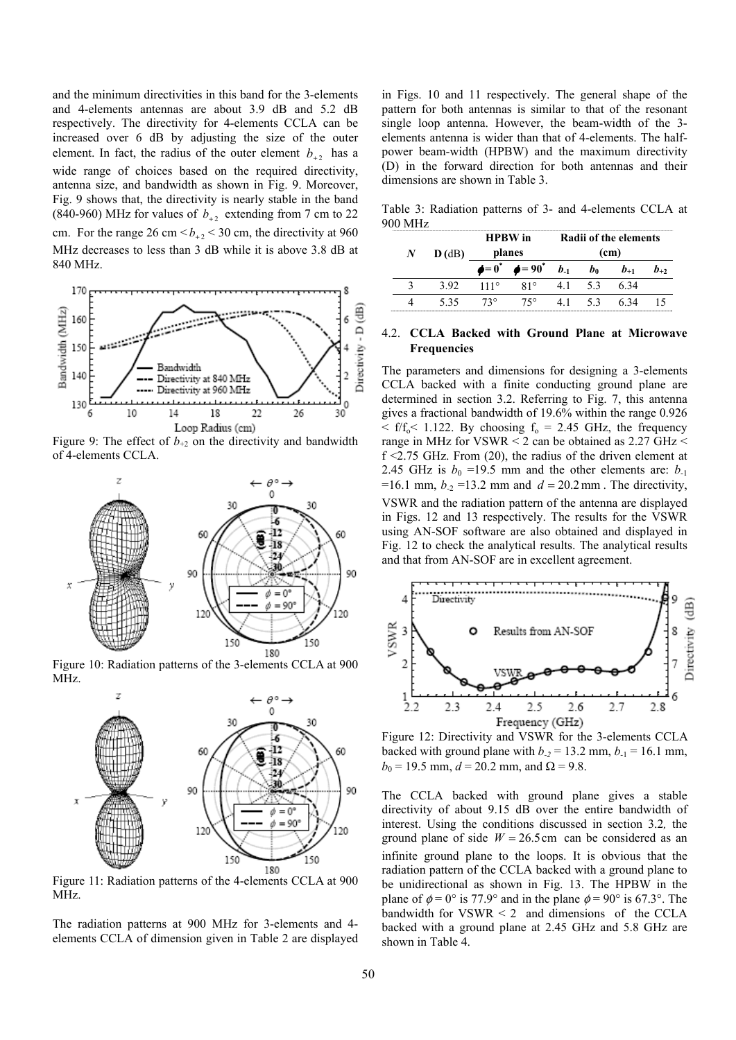and the minimum directivities in this band for the 3-elements and 4-elements antennas are about 3.9 dB and 5.2 dB respectively. The directivity for 4-elements CCLA can be increased over 6 dB by adjusting the size of the outer element. In fact, the radius of the outer element $b_{+2}$ has a wide range of choices based on the required directivity, antenna size, and bandwidth as shown in Fig. 9. Moreover, Fig. 9 shows that, the directivity is nearly stable in the band (840-960) MHz for values of $b_{+2}$ extending from 7 cm to 22 cm. For the range 26 cm $< b_{+2} <$ 30 cm, the directivity at 960 MHz decreases to less than 3 dB while it is above 3.8 dB at 840 MHz.

Figure 9: The effect of $b_{+2}$ on the directivity and bandwidth of 4-elements CCLA.

Figure 10: Radiation patterns of the 3-elements CCLA at 900 MHz.

Figure 11: Radiation patterns of the 4-elements CCLA at 900 MHz.

The radiation patterns at 900 MHz for 3-elements and 4-elements CCLA of dimension given in Table 2 are displayed in Figs. 10 and 11 respectively. The general shape of the pattern for both antennas is similar to that of the resonant single loop antenna. However, the beam-width of the 3-elements antenna is wider than that of 4-elements. The half-power beam-width (HPBW) and the maximum directivity (D) in the forward direction for both antennas and their dimensions are shown in Table 3.

Table 3: Radiation patterns of 3- and 4-elements CCLA at 900 MHz

| *N* | **D** (dB) | **HPBW in planes** | | **Radii of the elements (cm)** | | | |
|---|---|---|---|---|---|---|---|
| | | $\phi = 0^\circ$ | $\phi = 90^\circ$ | $b_{-1}$ | $b_0$ | $b_{+1}$ | $b_{+2}$ |
| 3 | 3.92 | 111° | 81° | 4.1 | 5.3 | 6.34 | |
| 4 | 5.35 | 73° | 75° | 4.1 | 5.3 | 6.34 | 15 |

### 4.2. CCLA Backed with Ground Plane at Microwave Frequencies

The parameters and dimensions for designing a 3-elements CCLA backed with a finite conducting ground plane are determined in section 3.2. Referring to Fig. 7, this antenna gives a fractional bandwidth of 19.6% within the range 0.926 $< f/f_o <$ 1.122. By choosing $f_o$ = 2.45 GHz, the frequency range in MHz for VSWR < 2 can be obtained as 2.27 GHz < f <2.75 GHz. From (20), the radius of the driven element at 2.45 GHz is $b_0$ =19.5 mm and the other elements are: $b_{-1}$ =16.1 mm, $b_{-2}$ =13.2 mm and $d = 20.2$ mm . The directivity, VSWR and the radiation pattern of the antenna are displayed in Figs. 12 and 13 respectively. The results for the VSWR using AN-SOF software are also obtained and displayed in Fig. 12 to check the analytical results. The analytical results and that from AN-SOF are in excellent agreement.

Figure 12: Directivity and VSWR for the 3-elements CCLA backed with ground plane with $b_{-2}$ = 13.2 mm, $b_{-1}$ = 16.1 mm, $b_0$ = 19.5 mm, $d$ = 20.2 mm, and $\Omega$ = 9.8.

The CCLA backed with ground plane gives a stable directivity of about 9.15 dB over the entire bandwidth of interest. Using the conditions discussed in section 3.2*,* the ground plane of side $W = 26.5$ cm can be considered as an infinite ground plane to the loops. It is obvious that the radiation pattern of the CCLA backed with a ground plane to be unidirectional as shown in Fig. 13. The HPBW in the plane of $\phi = 0°$ is 77.9° and in the plane $\phi = 90°$ is 67.3°. The bandwidth for VSWR < 2 and dimensions of the CCLA backed with a ground plane at 2.45 GHz and 5.8 GHz are shown in Table 4.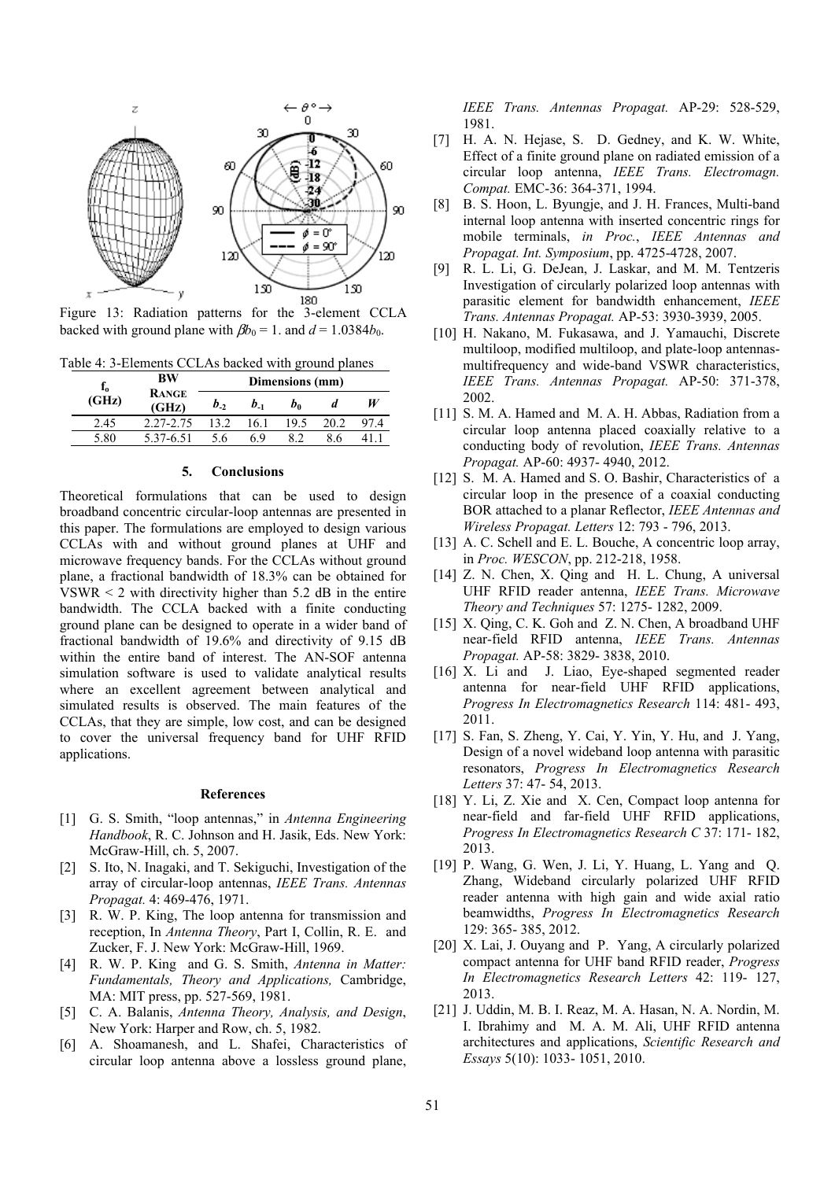z

y

x

$\leftarrow \theta° \rightarrow$

0

30 30

60 60

90 90

120 120

150 150

180

(dB)

0

-6

-12

-18

-24

-30

$\phi = 0°$

$\phi = 90°$

Figure 13: Radiation patterns for the 3-element CCLA backed with ground plane with $\beta b_0 = 1.$ and $d = 1.0384b_0$.

Table 4: 3-Elements CCLAs backed with ground planes

| $f_o$ (GHz) | BW Range (GHz) | Dimensions (mm) | | | | |
|---|---|---|---|---|---|---|
| | | $b_{-2}$ | $b_{-1}$ | $b_0$ | $d$ | $W$ |
| 2.45 | 2.27-2.75 | 13.2 | 16.1 | 19.5 | 20.2 | 97.4 |
| 5.80 | 5.37-6.51 | 5.6 | 6.9 | 8.2 | 8.6 | 41.1 |

## 5. Conclusions

Theoretical formulations that can be used to design broadband concentric circular-loop antennas are presented in this paper. The formulations are employed to design various CCLAs with and without ground planes at UHF and microwave frequency bands. For the CCLAs without ground plane, a fractional bandwidth of 18.3% can be obtained for VSWR < 2 with directivity higher than 5.2 dB in the entire bandwidth. The CCLA backed with a finite conducting ground plane can be designed to operate in a wider band of fractional bandwidth of 19.6% and directivity of 9.15 dB within the entire band of interest. The AN-SOF antenna simulation software is used to validate analytical results where an excellent agreement between analytical and simulated results is observed. The main features of the CCLAs, that they are simple, low cost, and can be designed to cover the universal frequency band for UHF RFID applications.

## References

[1] G. S. Smith, "loop antennas," in *Antenna Engineering Handbook*, R. C. Johnson and H. Jasik, Eds. New York: McGraw-Hill, ch. 5, 2007.

[2] S. Ito, N. Inagaki, and T. Sekiguchi, Investigation of the array of circular-loop antennas, *IEEE Trans. Antennas Propagat.* 4: 469-476, 1971.

[3] R. W. P. King, The loop antenna for transmission and reception, In *Antenna Theory*, Part I, Collin, R. E. and Zucker, F. J. New York: McGraw-Hill, 1969.

[4] R. W. P. King and G. S. Smith, *Antenna in Matter: Fundamentals, Theory and Applications,* Cambridge, MA: MIT press, pp. 527-569, 1981.

[5] C. A. Balanis, *Antenna Theory, Analysis, and Design*, New York: Harper and Row, ch. 5, 1982.

[6] A. Shoamanesh, and L. Shafei, Characteristics of circular loop antenna above a lossless ground plane, *IEEE Trans. Antennas Propagat.* AP-29: 528-529, 1981.

[7] H. A. N. Hejase, S. D. Gedney, and K. W. White, Effect of a finite ground plane on radiated emission of a circular loop antenna, *IEEE Trans. Electromagn. Compat.* EMC-36: 364-371, 1994.

[8] B. S. Hoon, L. Byungje, and J. H. Frances, Multi-band internal loop antenna with inserted concentric rings for mobile terminals, *in Proc.*, *IEEE Antennas and Propagat. Int. Symposium*, pp. 4725-4728, 2007.

[9] R. L. Li, G. DeJean, J. Laskar, and M. M. Tentzeris Investigation of circularly polarized loop antennas with parasitic element for bandwidth enhancement, *IEEE Trans. Antennas Propagat.* AP-53: 3930-3939, 2005.

[10] H. Nakano, M. Fukasawa, and J. Yamauchi, Discrete multiloop, modified multiloop, and plate-loop antennas-multifrequency and wide-band VSWR characteristics, *IEEE Trans. Antennas Propagat.* AP-50: 371-378, 2002.

[11] S. M. A. Hamed and M. A. H. Abbas, Radiation from a circular loop antenna placed coaxially relative to a conducting body of revolution, *IEEE Trans. Antennas Propagat.* AP-60: 4937- 4940, 2012.

[12] S. M. A. Hamed and S. O. Bashir, Characteristics of a circular loop in the presence of a coaxial conducting BOR attached to a planar Reflector, *IEEE Antennas and Wireless Propagat. Letters* 12: 793 - 796, 2013.

[13] A. C. Schell and E. L. Bouche, A concentric loop array, in *Proc. WESCON*, pp. 212-218, 1958.

[14] Z. N. Chen, X. Qing and H. L. Chung, A universal UHF RFID reader antenna, *IEEE Trans. Microwave Theory and Techniques* 57: 1275- 1282, 2009.

[15] X. Qing, C. K. Goh and Z. N. Chen, A broadband UHF near-field RFID antenna, *IEEE Trans. Antennas Propagat.* AP-58: 3829- 3838, 2010.

[16] X. Li and J. Liao, Eye-shaped segmented reader antenna for near-field UHF RFID applications, *Progress In Electromagnetics Research* 114: 481- 493, 2011.

[17] S. Fan, S. Zheng, Y. Cai, Y. Yin, Y. Hu, and J. Yang, Design of a novel wideband loop antenna with parasitic resonators, *Progress In Electromagnetics Research Letters* 37: 47- 54, 2013.

[18] Y. Li, Z. Xie and X. Cen, Compact loop antenna for near-field and far-field UHF RFID applications, *Progress In Electromagnetics Research C* 37: 171- 182, 2013.

[19] P. Wang, G. Wen, J. Li, Y. Huang, L. Yang and Q. Zhang, Wideband circularly polarized UHF RFID reader antenna with high gain and wide axial ratio beamwidths, *Progress In Electromagnetics Research* 129: 365- 385, 2012.

[20] X. Lai, J. Ouyang and P. Yang, A circularly polarized compact antenna for UHF band RFID reader, *Progress In Electromagnetics Research Letters* 42: 119- 127, 2013.

[21] J. Uddin, M. B. I. Reaz, M. A. Hasan, N. A. Nordin, M. I. Ibrahimy and M. A. M. Ali, UHF RFID antenna architectures and applications, *Scientific Research and Essays* 5(10): 1033- 1051, 2010.